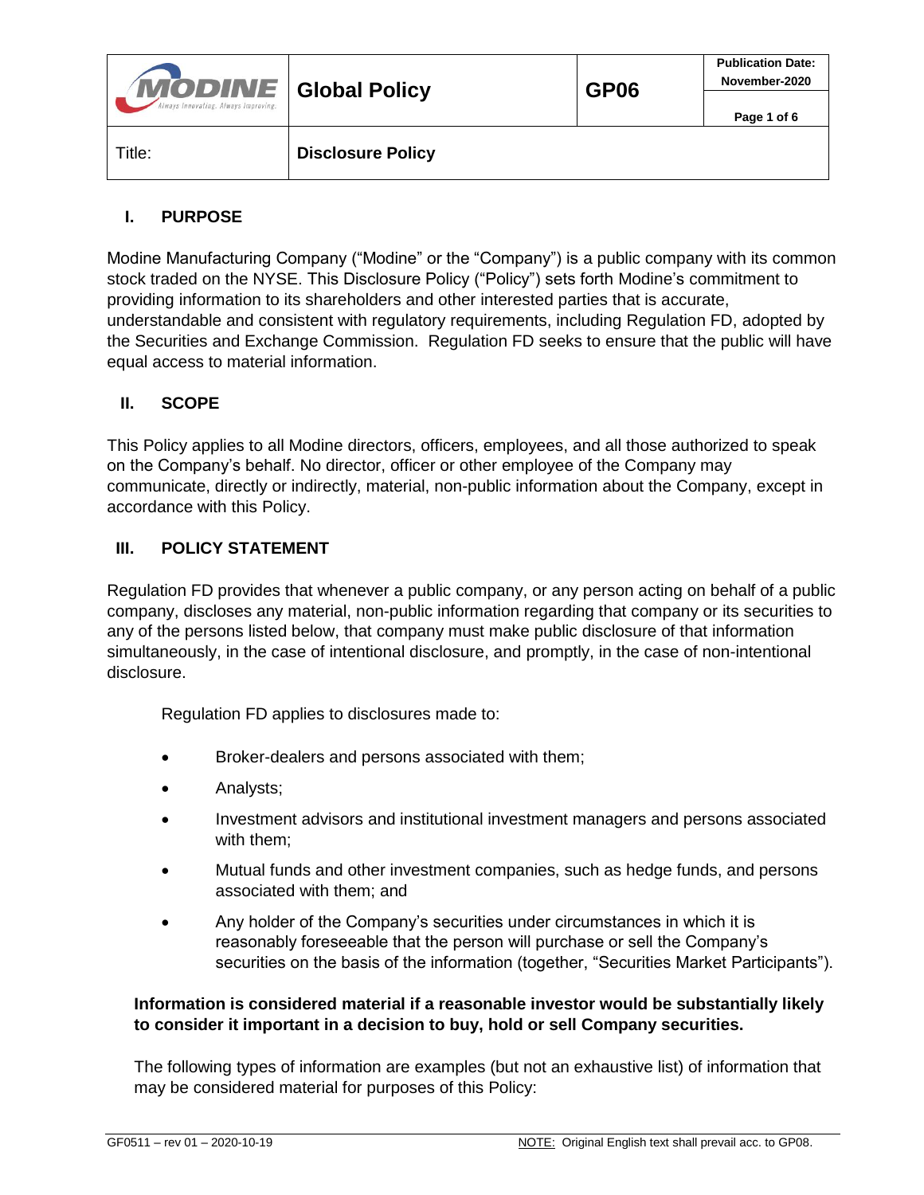| MODINE Always Innovating. Always Improving. | Global Policy | GP06 | Publication Date: November-2020 |
|---|---|---|---|
| Title: | Disclosure Policy | | |

## I. PURPOSE

Modine Manufacturing Company ("Modine" or the "Company") is a public company with its common stock traded on the NYSE. This Disclosure Policy ("Policy") sets forth Modine's commitment to providing information to its shareholders and other interested parties that is accurate, understandable and consistent with regulatory requirements, including Regulation FD, adopted by the Securities and Exchange Commission. Regulation FD seeks to ensure that the public will have equal access to material information.

## II. SCOPE

This Policy applies to all Modine directors, officers, employees, and all those authorized to speak on the Company's behalf. No director, officer or other employee of the Company may communicate, directly or indirectly, material, non-public information about the Company, except in accordance with this Policy.

## III. POLICY STATEMENT

Regulation FD provides that whenever a public company, or any person acting on behalf of a public company, discloses any material, non-public information regarding that company or its securities to any of the persons listed below, that company must make public disclosure of that information simultaneously, in the case of intentional disclosure, and promptly, in the case of non-intentional disclosure.

Regulation FD applies to disclosures made to:

- Broker-dealers and persons associated with them;
- Analysts;
- Investment advisors and institutional investment managers and persons associated with them;
- Mutual funds and other investment companies, such as hedge funds, and persons associated with them; and
- Any holder of the Company's securities under circumstances in which it is reasonably foreseeable that the person will purchase or sell the Company's securities on the basis of the information (together, "Securities Market Participants").

**Information is considered material if a reasonable investor would be substantially likely to consider it important in a decision to buy, hold or sell Company securities.**

The following types of information are examples (but not an exhaustive list) of information that may be considered material for purposes of this Policy: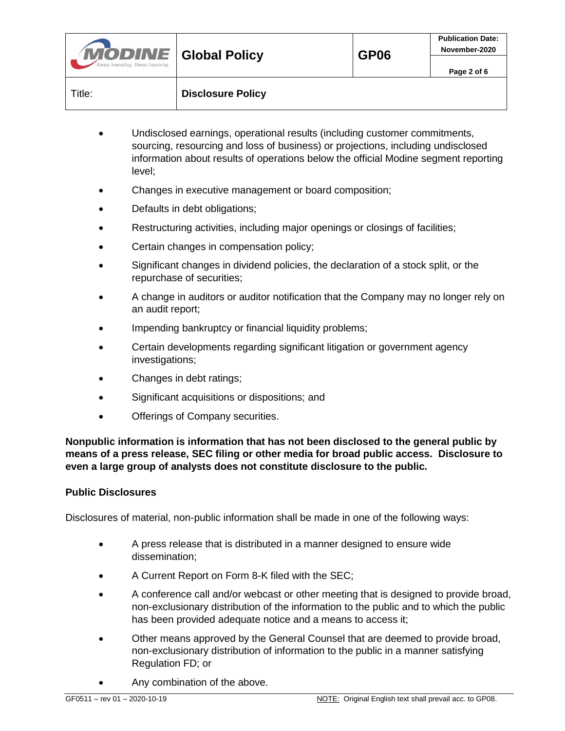- Undisclosed earnings, operational results (including customer commitments, sourcing, resourcing and loss of business) or projections, including undisclosed information about results of operations below the official Modine segment reporting level;
- Changes in executive management or board composition;
- Defaults in debt obligations;
- Restructuring activities, including major openings or closings of facilities;
- Certain changes in compensation policy;
- Significant changes in dividend policies, the declaration of a stock split, or the repurchase of securities;
- A change in auditors or auditor notification that the Company may no longer rely on an audit report;
- Impending bankruptcy or financial liquidity problems;
- Certain developments regarding significant litigation or government agency investigations;
- Changes in debt ratings;
- Significant acquisitions or dispositions; and
- Offerings of Company securities.

**Nonpublic information is information that has not been disclosed to the general public by means of a press release, SEC filing or other media for broad public access. Disclosure to even a large group of analysts does not constitute disclosure to the public.**

**Public Disclosures**

Disclosures of material, non-public information shall be made in one of the following ways:

- A press release that is distributed in a manner designed to ensure wide dissemination;
- A Current Report on Form 8-K filed with the SEC;
- A conference call and/or webcast or other meeting that is designed to provide broad, non-exclusionary distribution of the information to the public and to which the public has been provided adequate notice and a means to access it;
- Other means approved by the General Counsel that are deemed to provide broad, non-exclusionary distribution of information to the public in a manner satisfying Regulation FD; or
- Any combination of the above.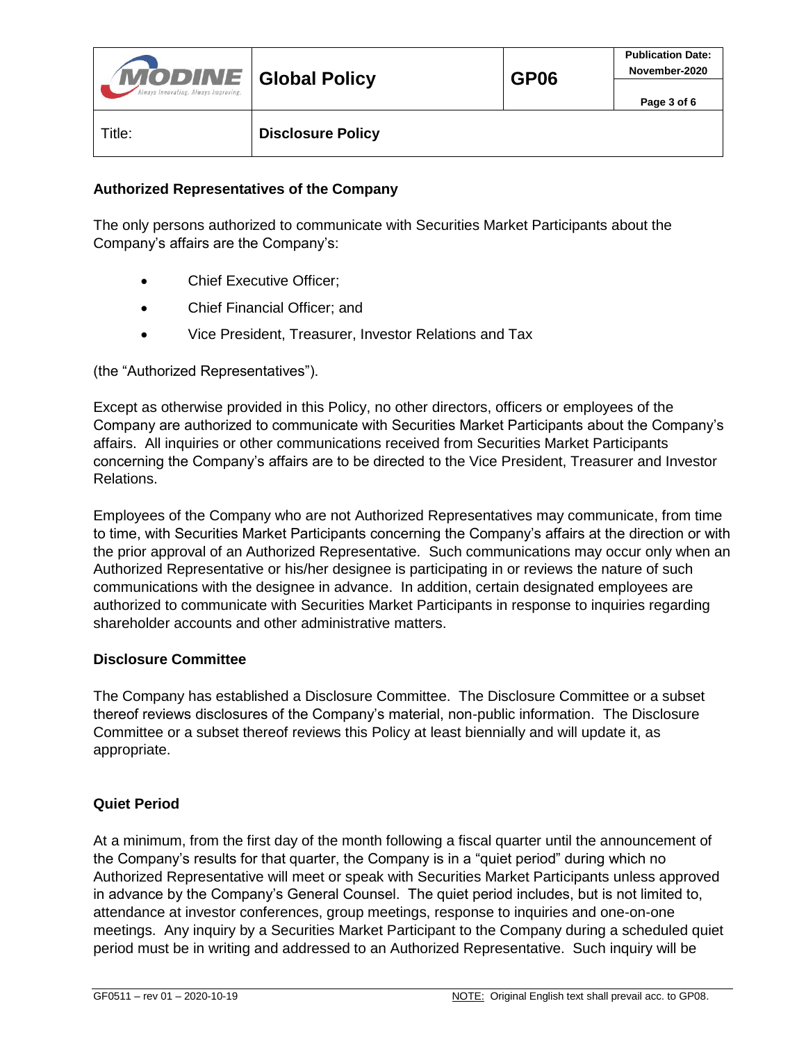## Authorized Representatives of the Company

The only persons authorized to communicate with Securities Market Participants about the Company's affairs are the Company's:

- Chief Executive Officer;
- Chief Financial Officer; and
- Vice President, Treasurer, Investor Relations and Tax

(the "Authorized Representatives").

Except as otherwise provided in this Policy, no other directors, officers or employees of the Company are authorized to communicate with Securities Market Participants about the Company's affairs. All inquiries or other communications received from Securities Market Participants concerning the Company's affairs are to be directed to the Vice President, Treasurer and Investor Relations.

Employees of the Company who are not Authorized Representatives may communicate, from time to time, with Securities Market Participants concerning the Company's affairs at the direction or with the prior approval of an Authorized Representative. Such communications may occur only when an Authorized Representative or his/her designee is participating in or reviews the nature of such communications with the designee in advance. In addition, certain designated employees are authorized to communicate with Securities Market Participants in response to inquiries regarding shareholder accounts and other administrative matters.

## Disclosure Committee

The Company has established a Disclosure Committee. The Disclosure Committee or a subset thereof reviews disclosures of the Company's material, non-public information. The Disclosure Committee or a subset thereof reviews this Policy at least biennially and will update it, as appropriate.

## Quiet Period

At a minimum, from the first day of the month following a fiscal quarter until the announcement of the Company's results for that quarter, the Company is in a "quiet period" during which no Authorized Representative will meet or speak with Securities Market Participants unless approved in advance by the Company's General Counsel. The quiet period includes, but is not limited to, attendance at investor conferences, group meetings, response to inquiries and one-on-one meetings. Any inquiry by a Securities Market Participant to the Company during a scheduled quiet period must be in writing and addressed to an Authorized Representative. Such inquiry will be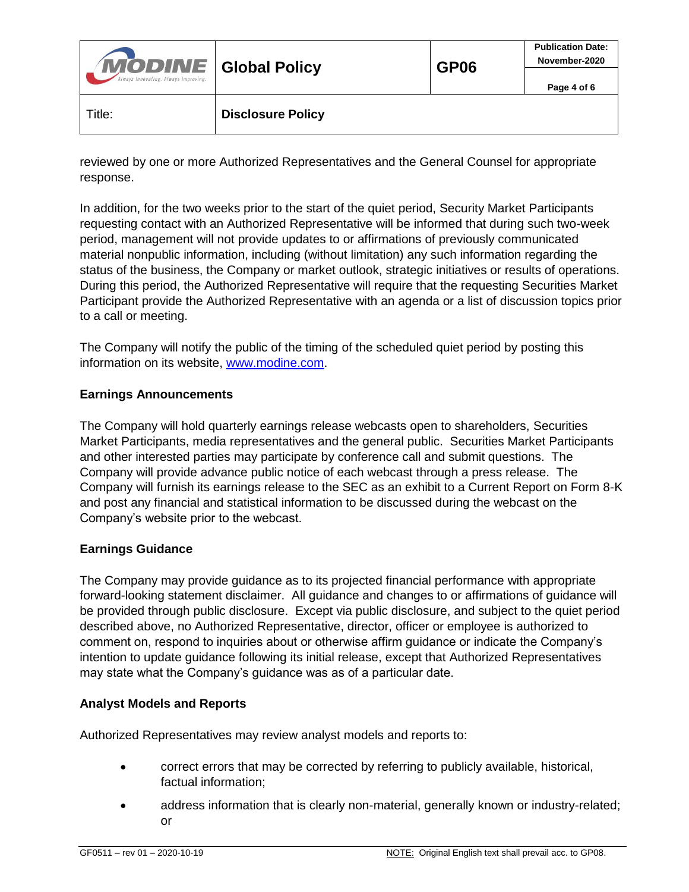reviewed by one or more Authorized Representatives and the General Counsel for appropriate response.

In addition, for the two weeks prior to the start of the quiet period, Security Market Participants requesting contact with an Authorized Representative will be informed that during such two-week period, management will not provide updates to or affirmations of previously communicated material nonpublic information, including (without limitation) any such information regarding the status of the business, the Company or market outlook, strategic initiatives or results of operations. During this period, the Authorized Representative will require that the requesting Securities Market Participant provide the Authorized Representative with an agenda or a list of discussion topics prior to a call or meeting.

The Company will notify the public of the timing of the scheduled quiet period by posting this information on its website, www.modine.com.

**Earnings Announcements**

The Company will hold quarterly earnings release webcasts open to shareholders, Securities Market Participants, media representatives and the general public. Securities Market Participants and other interested parties may participate by conference call and submit questions. The Company will provide advance public notice of each webcast through a press release. The Company will furnish its earnings release to the SEC as an exhibit to a Current Report on Form 8-K and post any financial and statistical information to be discussed during the webcast on the Company's website prior to the webcast.

**Earnings Guidance**

The Company may provide guidance as to its projected financial performance with appropriate forward-looking statement disclaimer. All guidance and changes to or affirmations of guidance will be provided through public disclosure. Except via public disclosure, and subject to the quiet period described above, no Authorized Representative, director, officer or employee is authorized to comment on, respond to inquiries about or otherwise affirm guidance or indicate the Company's intention to update guidance following its initial release, except that Authorized Representatives may state what the Company's guidance was as of a particular date.

**Analyst Models and Reports**

Authorized Representatives may review analyst models and reports to:

- correct errors that may be corrected by referring to publicly available, historical, factual information;
- address information that is clearly non-material, generally known or industry-related; or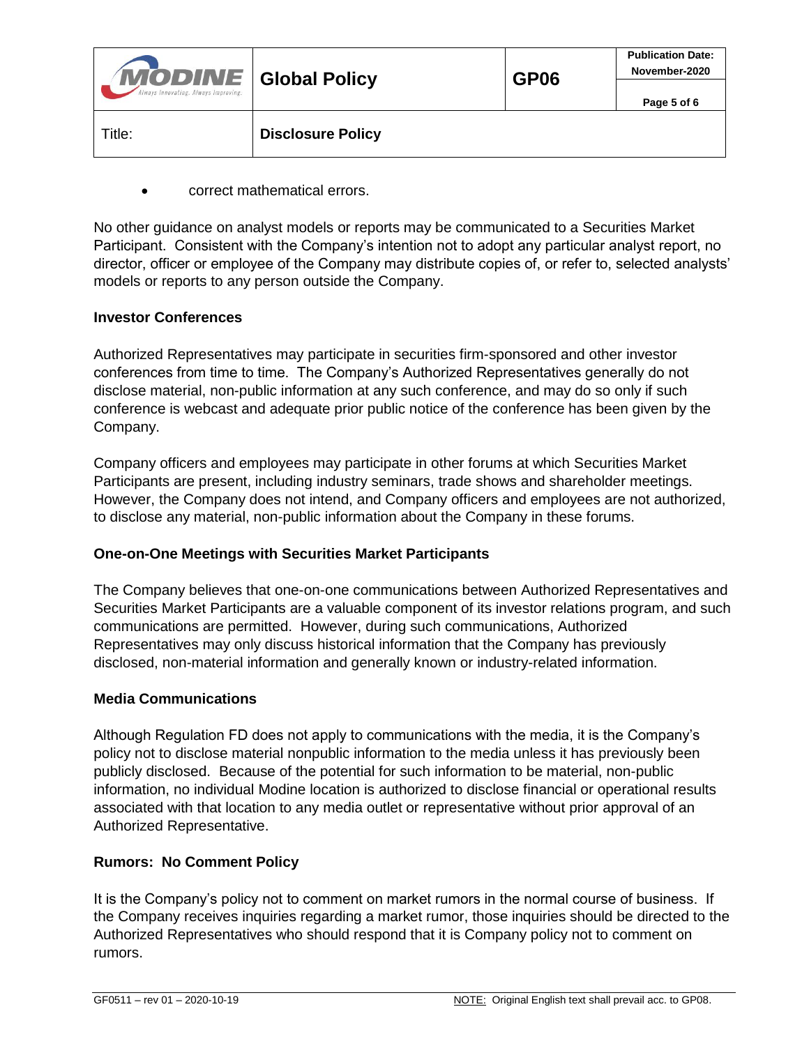- correct mathematical errors.

No other guidance on analyst models or reports may be communicated to a Securities Market Participant. Consistent with the Company's intention not to adopt any particular analyst report, no director, officer or employee of the Company may distribute copies of, or refer to, selected analysts' models or reports to any person outside the Company.

**Investor Conferences**

Authorized Representatives may participate in securities firm-sponsored and other investor conferences from time to time. The Company's Authorized Representatives generally do not disclose material, non-public information at any such conference, and may do so only if such conference is webcast and adequate prior public notice of the conference has been given by the Company.

Company officers and employees may participate in other forums at which Securities Market Participants are present, including industry seminars, trade shows and shareholder meetings. However, the Company does not intend, and Company officers and employees are not authorized, to disclose any material, non-public information about the Company in these forums.

**One-on-One Meetings with Securities Market Participants**

The Company believes that one-on-one communications between Authorized Representatives and Securities Market Participants are a valuable component of its investor relations program, and such communications are permitted. However, during such communications, Authorized Representatives may only discuss historical information that the Company has previously disclosed, non-material information and generally known or industry-related information.

**Media Communications**

Although Regulation FD does not apply to communications with the media, it is the Company's policy not to disclose material nonpublic information to the media unless it has previously been publicly disclosed. Because of the potential for such information to be material, non-public information, no individual Modine location is authorized to disclose financial or operational results associated with that location to any media outlet or representative without prior approval of an Authorized Representative.

**Rumors: No Comment Policy**

It is the Company's policy not to comment on market rumors in the normal course of business. If the Company receives inquiries regarding a market rumor, those inquiries should be directed to the Authorized Representatives who should respond that it is Company policy not to comment on rumors.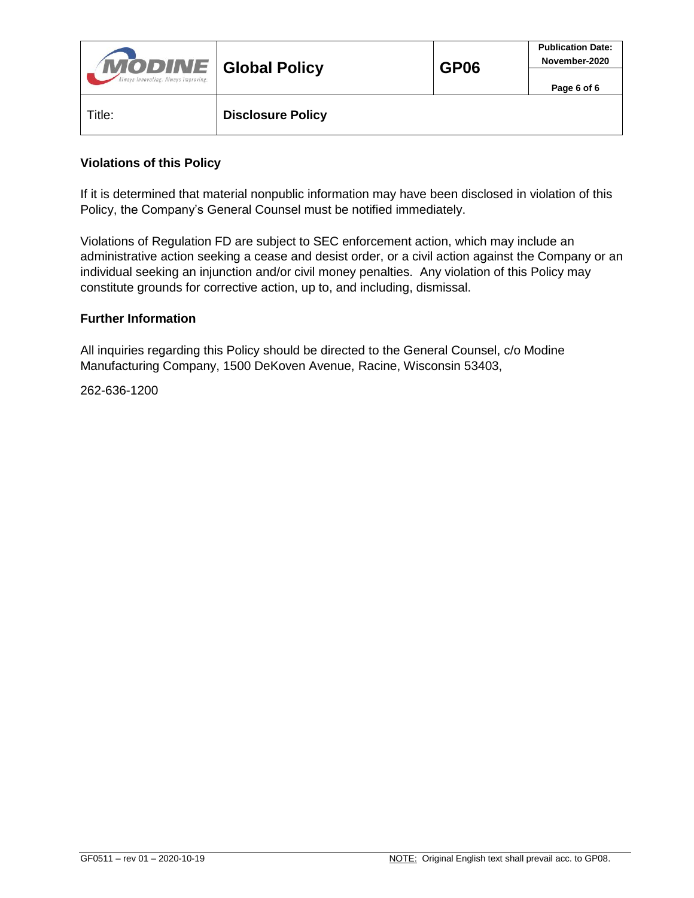## Violations of this Policy

If it is determined that material nonpublic information may have been disclosed in violation of this Policy, the Company's General Counsel must be notified immediately.

Violations of Regulation FD are subject to SEC enforcement action, which may include an administrative action seeking a cease and desist order, or a civil action against the Company or an individual seeking an injunction and/or civil money penalties. Any violation of this Policy may constitute grounds for corrective action, up to, and including, dismissal.

## Further Information

All inquiries regarding this Policy should be directed to the General Counsel, c/o Modine Manufacturing Company, 1500 DeKoven Avenue, Racine, Wisconsin 53403,

262-636-1200